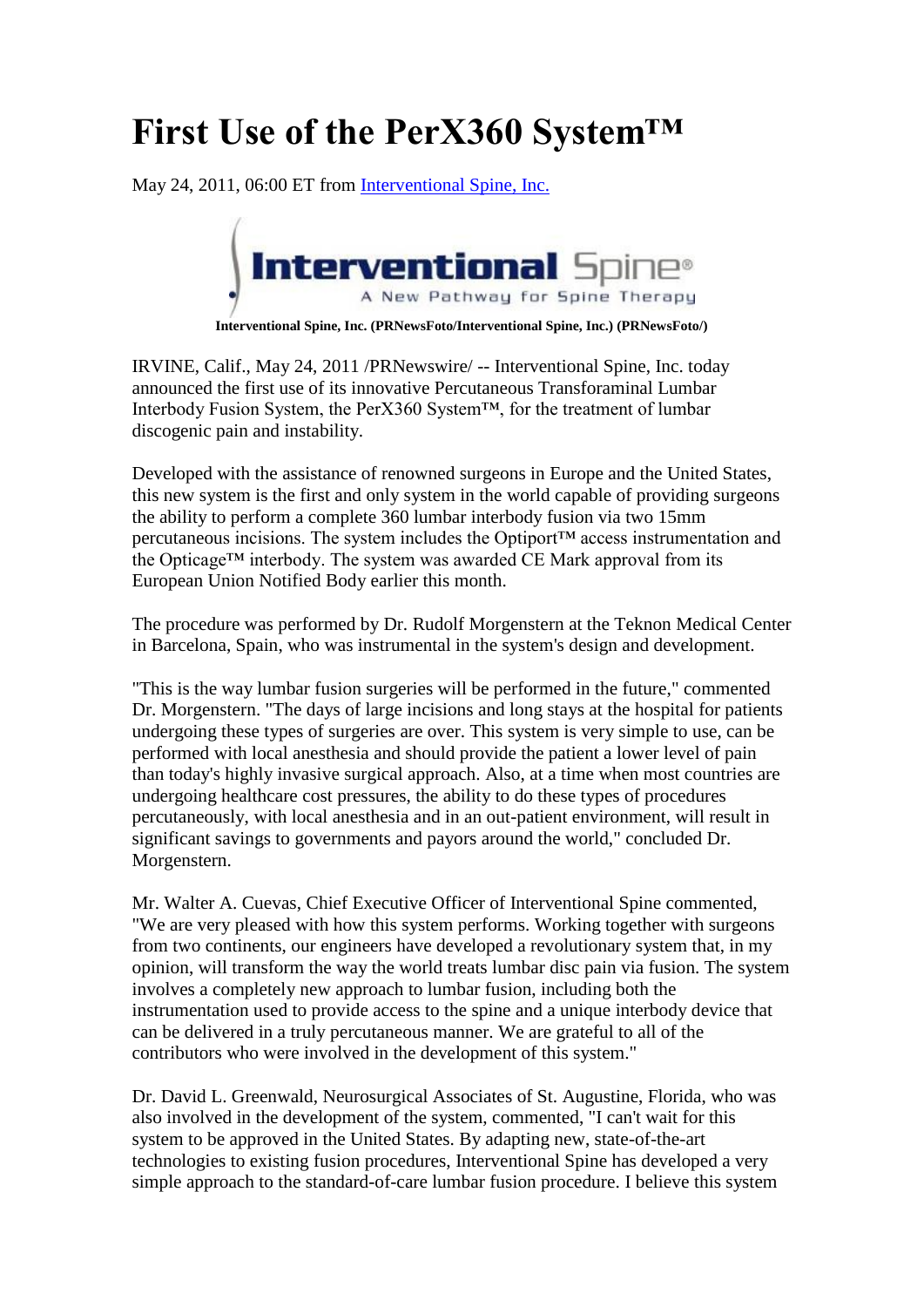# First Use of the PerX360 System™

May 24, 2011, 06:00 ET from Interventional Spine, Inc.

**Interventional Spine, Inc. (PRNewsFoto/Interventional Spine, Inc.) (PRNewsFoto/)**

IRVINE, Calif., May 24, 2011 /PRNewswire/ -- Interventional Spine, Inc. today announced the first use of its innovative Percutaneous Transforaminal Lumbar Interbody Fusion System, the PerX360 System™, for the treatment of lumbar discogenic pain and instability.

Developed with the assistance of renowned surgeons in Europe and the United States, this new system is the first and only system in the world capable of providing surgeons the ability to perform a complete 360 lumbar interbody fusion via two 15mm percutaneous incisions. The system includes the Optiport™ access instrumentation and the Opticage™ interbody. The system was awarded CE Mark approval from its European Union Notified Body earlier this month.

The procedure was performed by Dr. Rudolf Morgenstern at the Teknon Medical Center in Barcelona, Spain, who was instrumental in the system's design and development.

"This is the way lumbar fusion surgeries will be performed in the future," commented Dr. Morgenstern. "The days of large incisions and long stays at the hospital for patients undergoing these types of surgeries are over. This system is very simple to use, can be performed with local anesthesia and should provide the patient a lower level of pain than today's highly invasive surgical approach. Also, at a time when most countries are undergoing healthcare cost pressures, the ability to do these types of procedures percutaneously, with local anesthesia and in an out-patient environment, will result in significant savings to governments and payors around the world," concluded Dr. Morgenstern.

Mr. Walter A. Cuevas, Chief Executive Officer of Interventional Spine commented, "We are very pleased with how this system performs. Working together with surgeons from two continents, our engineers have developed a revolutionary system that, in my opinion, will transform the way the world treats lumbar disc pain via fusion. The system involves a completely new approach to lumbar fusion, including both the instrumentation used to provide access to the spine and a unique interbody device that can be delivered in a truly percutaneous manner. We are grateful to all of the contributors who were involved in the development of this system."

Dr. David L. Greenwald, Neurosurgical Associates of St. Augustine, Florida, who was also involved in the development of the system, commented, "I can't wait for this system to be approved in the United States. By adapting new, state-of-the-art technologies to existing fusion procedures, Interventional Spine has developed a very simple approach to the standard-of-care lumbar fusion procedure. I believe this system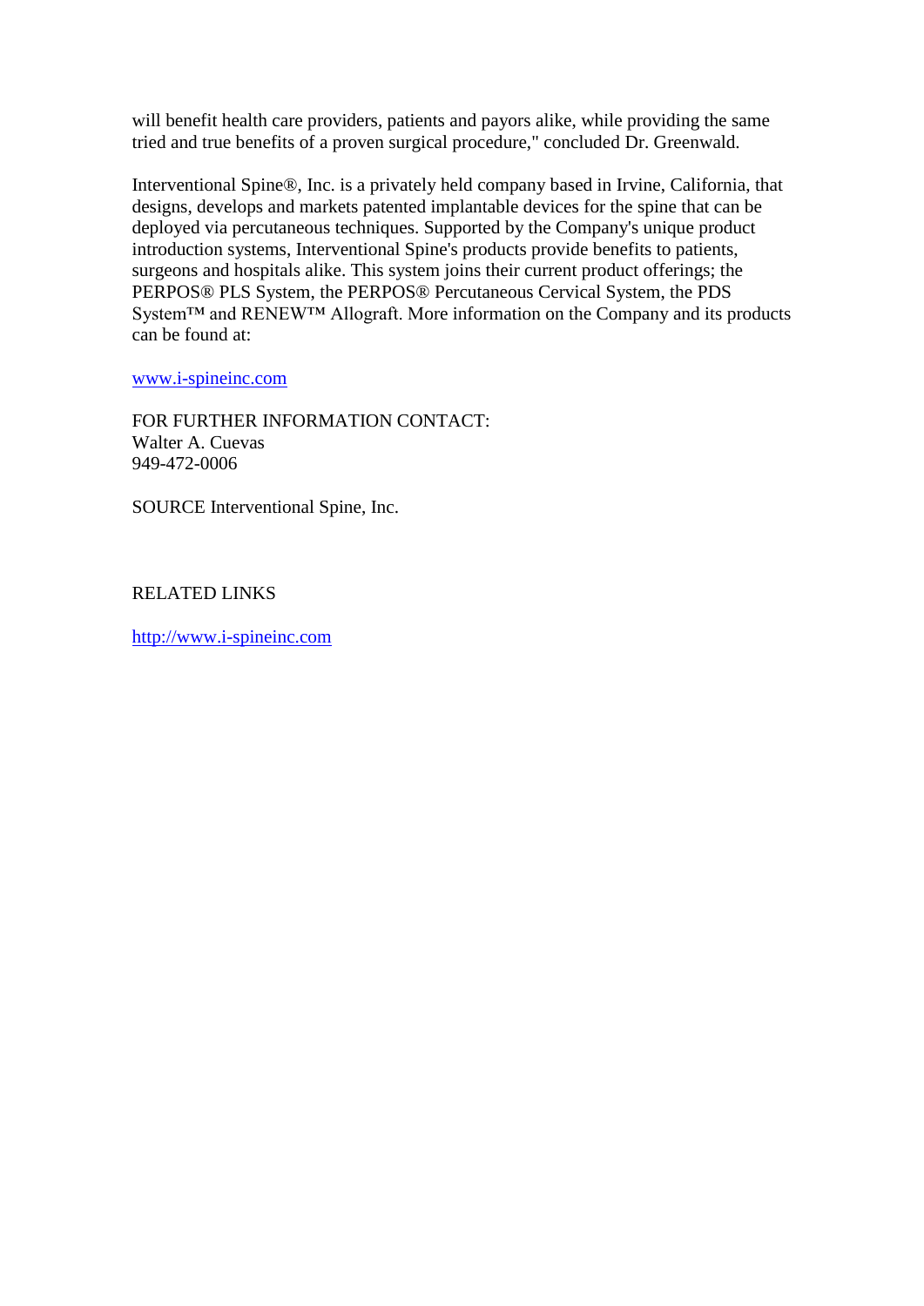will benefit health care providers, patients and payors alike, while providing the same tried and true benefits of a proven surgical procedure," concluded Dr. Greenwald.

Interventional Spine®, Inc. is a privately held company based in Irvine, California, that designs, develops and markets patented implantable devices for the spine that can be deployed via percutaneous techniques. Supported by the Company's unique product introduction systems, Interventional Spine's products provide benefits to patients, surgeons and hospitals alike. This system joins their current product offerings; the PERPOS® PLS System, the PERPOS® Percutaneous Cervical System, the PDS System™ and RENEW™ Allograft. More information on the Company and its products can be found at:

www.i-spineinc.com

FOR FURTHER INFORMATION CONTACT:
Walter A. Cuevas
949-472-0006

SOURCE Interventional Spine, Inc.

RELATED LINKS

http://www.i-spineinc.com